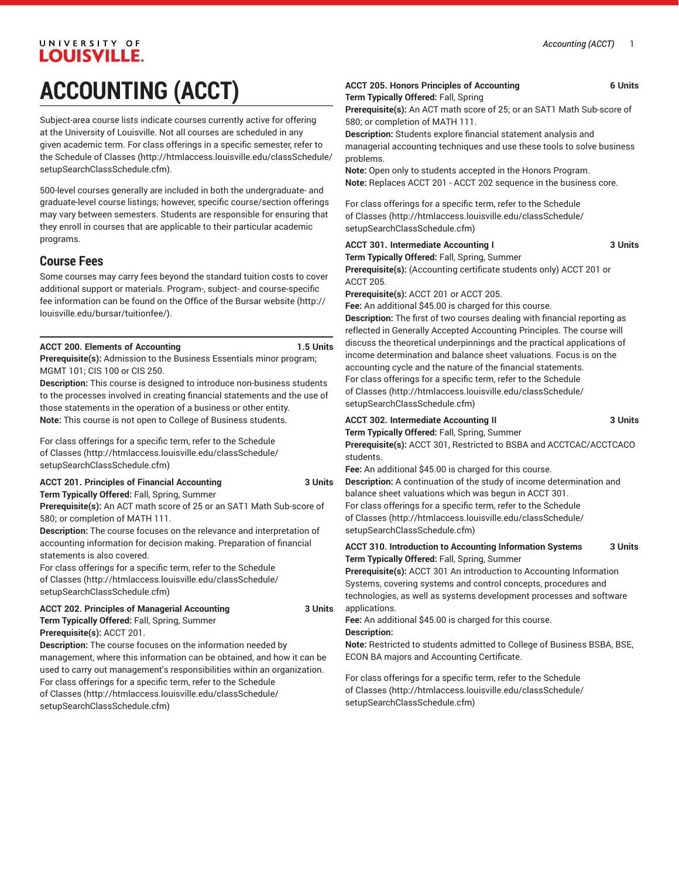# ACCOUNTING (ACCT)

Subject-area course lists indicate courses currently active for offering at the University of Louisville. Not all courses are scheduled in any given academic term. For class offerings in a specific semester, refer to the Schedule of Classes (http://htmlaccess.louisville.edu/classSchedule/setupSearchClassSchedule.cfm).

500-level courses generally are included in both the undergraduate- and graduate-level course listings; however, specific course/section offerings may vary between semesters. Students are responsible for ensuring that they enroll in courses that are applicable to their particular academic programs.

## Course Fees

Some courses may carry fees beyond the standard tuition costs to cover additional support or materials. Program-, subject- and course-specific fee information can be found on the Office of the Bursar website (http://louisville.edu/bursar/tuitionfee/).

**ACCT 200. Elements of Accounting** **1.5 Units**
**Prerequisite(s):** Admission to the Business Essentials minor program; MGMT 101; CIS 100 or CIS 250.
**Description:** This course is designed to introduce non-business students to the processes involved in creating financial statements and the use of those statements in the operation of a business or other entity.
**Note:** This course is not open to College of Business students.

For class offerings for a specific term, refer to the Schedule of Classes (http://htmlaccess.louisville.edu/classSchedule/setupSearchClassSchedule.cfm)

**ACCT 201. Principles of Financial Accounting** **3 Units**
**Term Typically Offered:** Fall, Spring, Summer
**Prerequisite(s):** An ACT math score of 25 or an SAT1 Math Sub-score of 580; or completion of MATH 111.
**Description:** The course focuses on the relevance and interpretation of accounting information for decision making. Preparation of financial statements is also covered.
For class offerings for a specific term, refer to the Schedule of Classes (http://htmlaccess.louisville.edu/classSchedule/setupSearchClassSchedule.cfm)

**ACCT 202. Principles of Managerial Accounting** **3 Units**
**Term Typically Offered:** Fall, Spring, Summer
**Prerequisite(s):** ACCT 201.
**Description:** The course focuses on the information needed by management, where this information can be obtained, and how it can be used to carry out management's responsibilities within an organization.
For class offerings for a specific term, refer to the Schedule of Classes (http://htmlaccess.louisville.edu/classSchedule/setupSearchClassSchedule.cfm)

**ACCT 205. Honors Principles of Accounting** **6 Units**
**Term Typically Offered:** Fall, Spring
**Prerequisite(s):** An ACT math score of 25; or an SAT1 Math Sub-score of 580; or completion of MATH 111.
**Description:** Students explore financial statement analysis and managerial accounting techniques and use these tools to solve business problems.
**Note:** Open only to students accepted in the Honors Program.
**Note:** Replaces ACCT 201 - ACCT 202 sequence in the business core.

For class offerings for a specific term, refer to the Schedule of Classes (http://htmlaccess.louisville.edu/classSchedule/setupSearchClassSchedule.cfm)

**ACCT 301. Intermediate Accounting I** **3 Units**
**Term Typically Offered:** Fall, Spring, Summer
**Prerequisite(s):** (Accounting certificate students only) ACCT 201 or ACCT 205.
**Prerequisite(s):** ACCT 201 or ACCT 205.
**Fee:** An additional $45.00 is charged for this course.
**Description:** The first of two courses dealing with financial reporting as reflected in Generally Accepted Accounting Principles. The course will discuss the theoretical underpinnings and the practical applications of income determination and balance sheet valuations. Focus is on the accounting cycle and the nature of the financial statements.
For class offerings for a specific term, refer to the Schedule of Classes (http://htmlaccess.louisville.edu/classSchedule/setupSearchClassSchedule.cfm)

**ACCT 302. Intermediate Accounting II** **3 Units**
**Term Typically Offered:** Fall, Spring, Summer
**Prerequisite(s):** ACCT 301, Restricted to BSBA and ACCTCAC/ACCTCACO students.
**Fee:** An additional $45.00 is charged for this course.
**Description:** A continuation of the study of income determination and balance sheet valuations which was begun in ACCT 301.
For class offerings for a specific term, refer to the Schedule of Classes (http://htmlaccess.louisville.edu/classSchedule/setupSearchClassSchedule.cfm)

**ACCT 310. Introduction to Accounting Information Systems** **3 Units**
**Term Typically Offered:** Fall, Spring, Summer
**Prerequisite(s):** ACCT 301 An introduction to Accounting Information Systems, covering systems and control concepts, procedures and technologies, as well as systems development processes and software applications.
**Fee:** An additional $45.00 is charged for this course.
**Description:**
**Note:** Restricted to students admitted to College of Business BSBA, BSE, ECON BA majors and Accounting Certificate.

For class offerings for a specific term, refer to the Schedule of Classes (http://htmlaccess.louisville.edu/classSchedule/setupSearchClassSchedule.cfm)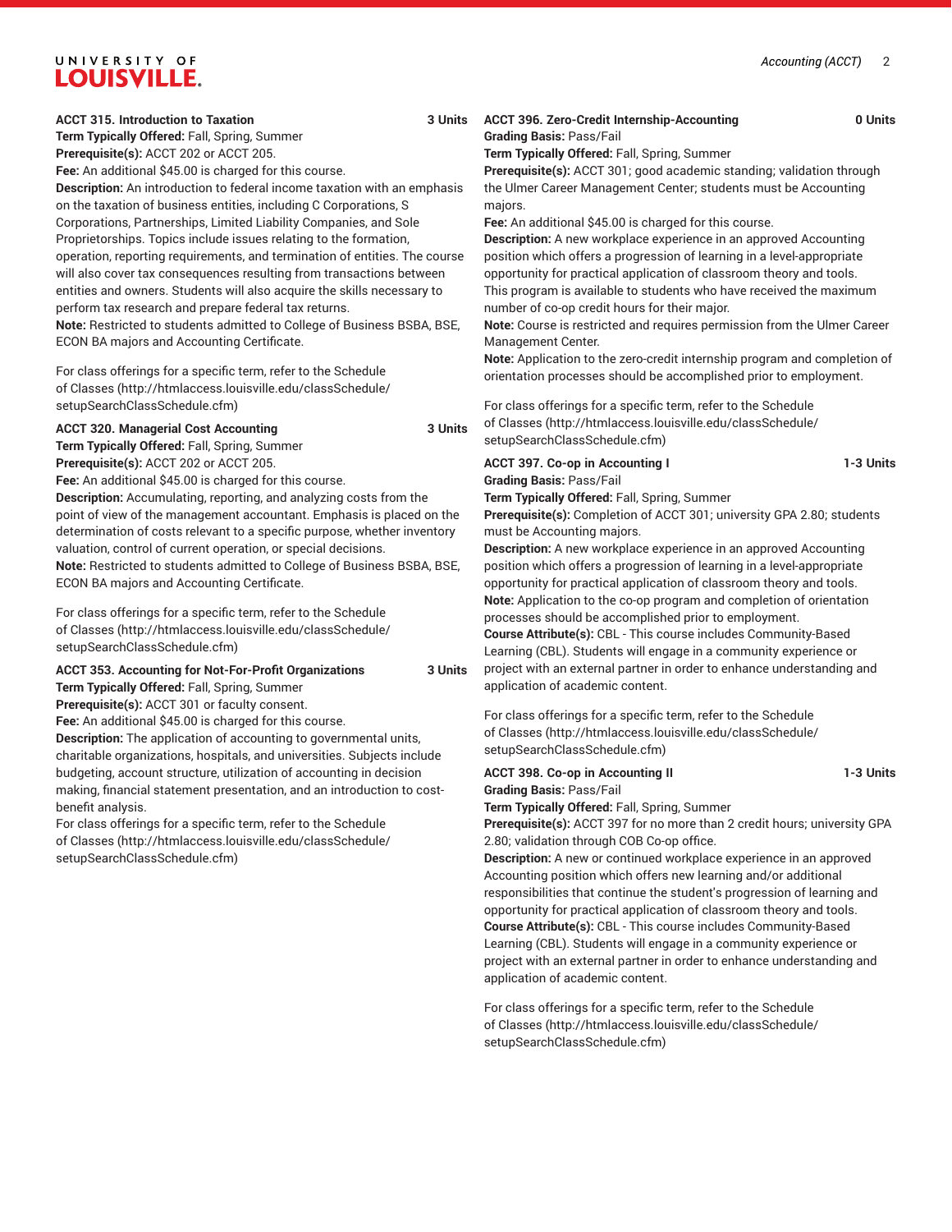**ACCT 315. Introduction to Taxation** **3 Units**
**Term Typically Offered:** Fall, Spring, Summer
**Prerequisite(s):** ACCT 202 or ACCT 205.
**Fee:** An additional $45.00 is charged for this course.
**Description:** An introduction to federal income taxation with an emphasis on the taxation of business entities, including C Corporations, S Corporations, Partnerships, Limited Liability Companies, and Sole Proprietorships. Topics include issues relating to the formation, operation, reporting requirements, and termination of entities. The course will also cover tax consequences resulting from transactions between entities and owners. Students will also acquire the skills necessary to perform tax research and prepare federal tax returns.
**Note:** Restricted to students admitted to College of Business BSBA, BSE, ECON BA majors and Accounting Certificate.

For class offerings for a specific term, refer to the Schedule of Classes (http://htmlaccess.louisville.edu/classSchedule/setupSearchClassSchedule.cfm)

**ACCT 320. Managerial Cost Accounting** **3 Units**
**Term Typically Offered:** Fall, Spring, Summer
**Prerequisite(s):** ACCT 202 or ACCT 205.
**Fee:** An additional $45.00 is charged for this course.
**Description:** Accumulating, reporting, and analyzing costs from the point of view of the management accountant. Emphasis is placed on the determination of costs relevant to a specific purpose, whether inventory valuation, control of current operation, or special decisions.
**Note:** Restricted to students admitted to College of Business BSBA, BSE, ECON BA majors and Accounting Certificate.

For class offerings for a specific term, refer to the Schedule of Classes (http://htmlaccess.louisville.edu/classSchedule/setupSearchClassSchedule.cfm)

**ACCT 353. Accounting for Not-For-Profit Organizations** **3 Units**
**Term Typically Offered:** Fall, Spring, Summer
**Prerequisite(s):** ACCT 301 or faculty consent.
**Fee:** An additional $45.00 is charged for this course.
**Description:** The application of accounting to governmental units, charitable organizations, hospitals, and universities. Subjects include budgeting, account structure, utilization of accounting in decision making, financial statement presentation, and an introduction to cost-benefit analysis.
For class offerings for a specific term, refer to the Schedule of Classes (http://htmlaccess.louisville.edu/classSchedule/setupSearchClassSchedule.cfm)

**ACCT 396. Zero-Credit Internship-Accounting** **0 Units**
**Grading Basis:** Pass/Fail
**Term Typically Offered:** Fall, Spring, Summer
**Prerequisite(s):** ACCT 301; good academic standing; validation through the Ulmer Career Management Center; students must be Accounting majors.
**Fee:** An additional $45.00 is charged for this course.
**Description:** A new workplace experience in an approved Accounting position which offers a progression of learning in a level-appropriate opportunity for practical application of classroom theory and tools. This program is available to students who have received the maximum number of co-op credit hours for their major.
**Note:** Course is restricted and requires permission from the Ulmer Career Management Center.
**Note:** Application to the zero-credit internship program and completion of orientation processes should be accomplished prior to employment.

For class offerings for a specific term, refer to the Schedule of Classes (http://htmlaccess.louisville.edu/classSchedule/setupSearchClassSchedule.cfm)

**ACCT 397. Co-op in Accounting I** **1-3 Units**
**Grading Basis:** Pass/Fail
**Term Typically Offered:** Fall, Spring, Summer
**Prerequisite(s):** Completion of ACCT 301; university GPA 2.80; students must be Accounting majors.
**Description:** A new workplace experience in an approved Accounting position which offers a progression of learning in a level-appropriate opportunity for practical application of classroom theory and tools.
**Note:** Application to the co-op program and completion of orientation processes should be accomplished prior to employment.
**Course Attribute(s):** CBL - This course includes Community-Based Learning (CBL). Students will engage in a community experience or project with an external partner in order to enhance understanding and application of academic content.

For class offerings for a specific term, refer to the Schedule of Classes (http://htmlaccess.louisville.edu/classSchedule/setupSearchClassSchedule.cfm)

**ACCT 398. Co-op in Accounting II** **1-3 Units**
**Grading Basis:** Pass/Fail
**Term Typically Offered:** Fall, Spring, Summer
**Prerequisite(s):** ACCT 397 for no more than 2 credit hours; university GPA 2.80; validation through COB Co-op office.
**Description:** A new or continued workplace experience in an approved Accounting position which offers new learning and/or additional responsibilities that continue the student's progression of learning and opportunity for practical application of classroom theory and tools.
**Course Attribute(s):** CBL - This course includes Community-Based Learning (CBL). Students will engage in a community experience or project with an external partner in order to enhance understanding and application of academic content.

For class offerings for a specific term, refer to the Schedule of Classes (http://htmlaccess.louisville.edu/classSchedule/setupSearchClassSchedule.cfm)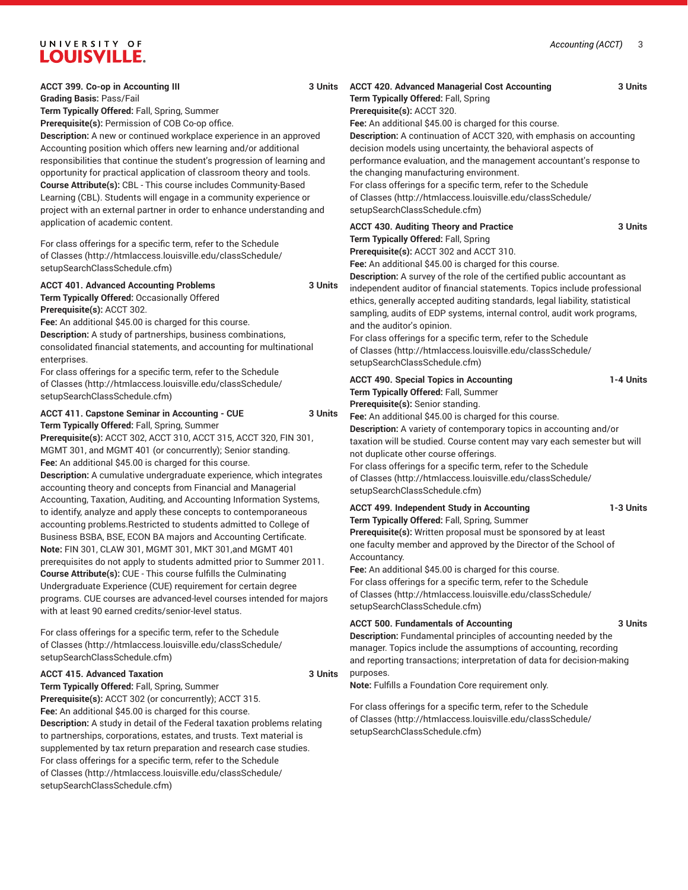**ACCT 399. Co-op in Accounting III** 3 Units
**Grading Basis:** Pass/Fail
**Term Typically Offered:** Fall, Spring, Summer
**Prerequisite(s):** Permission of COB Co-op office.
**Description:** A new or continued workplace experience in an approved Accounting position which offers new learning and/or additional responsibilities that continue the student's progression of learning and opportunity for practical application of classroom theory and tools.
**Course Attribute(s):** CBL - This course includes Community-Based Learning (CBL). Students will engage in a community experience or project with an external partner in order to enhance understanding and application of academic content.

For class offerings for a specific term, refer to the Schedule of Classes (http://htmlaccess.louisville.edu/classSchedule/setupSearchClassSchedule.cfm)

**ACCT 401. Advanced Accounting Problems** 3 Units
**Term Typically Offered:** Occasionally Offered
**Prerequisite(s):** ACCT 302.
**Fee:** An additional $45.00 is charged for this course.
**Description:** A study of partnerships, business combinations, consolidated financial statements, and accounting for multinational enterprises.
For class offerings for a specific term, refer to the Schedule of Classes (http://htmlaccess.louisville.edu/classSchedule/setupSearchClassSchedule.cfm)

**ACCT 411. Capstone Seminar in Accounting - CUE** 3 Units
**Term Typically Offered:** Fall, Spring, Summer
**Prerequisite(s):** ACCT 302, ACCT 310, ACCT 315, ACCT 320, FIN 301, MGMT 301, and MGMT 401 (or concurrently); Senior standing.
**Fee:** An additional $45.00 is charged for this course.
**Description:** A cumulative undergraduate experience, which integrates accounting theory and concepts from Financial and Managerial Accounting, Taxation, Auditing, and Accounting Information Systems, to identify, analyze and apply these concepts to contemporaneous accounting problems.Restricted to students admitted to College of Business BSBA, BSE, ECON BA majors and Accounting Certificate.
**Note:** FIN 301, CLAW 301, MGMT 301, MKT 301,and MGMT 401 prerequisites do not apply to students admitted prior to Summer 2011.
**Course Attribute(s):** CUE - This course fulfills the Culminating Undergraduate Experience (CUE) requirement for certain degree programs. CUE courses are advanced-level courses intended for majors with at least 90 earned credits/senior-level status.

For class offerings for a specific term, refer to the Schedule of Classes (http://htmlaccess.louisville.edu/classSchedule/setupSearchClassSchedule.cfm)

**ACCT 415. Advanced Taxation** 3 Units
**Term Typically Offered:** Fall, Spring, Summer
**Prerequisite(s):** ACCT 302 (or concurrently); ACCT 315.
**Fee:** An additional $45.00 is charged for this course.
**Description:** A study in detail of the Federal taxation problems relating to partnerships, corporations, estates, and trusts. Text material is supplemented by tax return preparation and research case studies.
For class offerings for a specific term, refer to the Schedule of Classes (http://htmlaccess.louisville.edu/classSchedule/setupSearchClassSchedule.cfm)

**ACCT 420. Advanced Managerial Cost Accounting** 3 Units
**Term Typically Offered:** Fall, Spring
**Prerequisite(s):** ACCT 320.
**Fee:** An additional $45.00 is charged for this course.
**Description:** A continuation of ACCT 320, with emphasis on accounting decision models using uncertainty, the behavioral aspects of performance evaluation, and the management accountant's response to the changing manufacturing environment.
For class offerings for a specific term, refer to the Schedule of Classes (http://htmlaccess.louisville.edu/classSchedule/setupSearchClassSchedule.cfm)

**ACCT 430. Auditing Theory and Practice** 3 Units
**Term Typically Offered:** Fall, Spring
**Prerequisite(s):** ACCT 302 and ACCT 310.
**Fee:** An additional $45.00 is charged for this course.
**Description:** A survey of the role of the certified public accountant as independent auditor of financial statements. Topics include professional ethics, generally accepted auditing standards, legal liability, statistical sampling, audits of EDP systems, internal control, audit work programs, and the auditor's opinion.
For class offerings for a specific term, refer to the Schedule of Classes (http://htmlaccess.louisville.edu/classSchedule/setupSearchClassSchedule.cfm)

**ACCT 490. Special Topics in Accounting** 1-4 Units
**Term Typically Offered:** Fall, Summer
**Prerequisite(s):** Senior standing.
**Fee:** An additional $45.00 is charged for this course.
**Description:** A variety of contemporary topics in accounting and/or taxation will be studied. Course content may vary each semester but will not duplicate other course offerings.
For class offerings for a specific term, refer to the Schedule of Classes (http://htmlaccess.louisville.edu/classSchedule/setupSearchClassSchedule.cfm)

**ACCT 499. Independent Study in Accounting** 1-3 Units
**Term Typically Offered:** Fall, Spring, Summer
**Prerequisite(s):** Written proposal must be sponsored by at least one faculty member and approved by the Director of the School of Accountancy.
**Fee:** An additional $45.00 is charged for this course.
For class offerings for a specific term, refer to the Schedule of Classes (http://htmlaccess.louisville.edu/classSchedule/setupSearchClassSchedule.cfm)

**ACCT 500. Fundamentals of Accounting** 3 Units
**Description:** Fundamental principles of accounting needed by the manager. Topics include the assumptions of accounting, recording and reporting transactions; interpretation of data for decision-making purposes.
**Note:** Fulfills a Foundation Core requirement only.

For class offerings for a specific term, refer to the Schedule of Classes (http://htmlaccess.louisville.edu/classSchedule/setupSearchClassSchedule.cfm)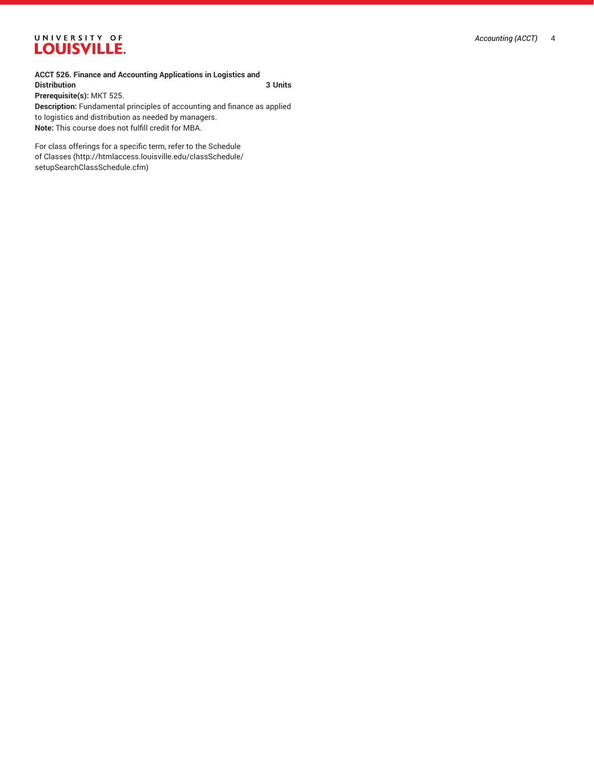**ACCT 526. Finance and Accounting Applications in Logistics and Distribution** **3 Units**

**Prerequisite(s):** MKT 525.

**Description:** Fundamental principles of accounting and finance as applied to logistics and distribution as needed by managers.

**Note:** This course does not fulfill credit for MBA.

For class offerings for a specific term, refer to the Schedule of Classes (http://htmlaccess.louisville.edu/classSchedule/setupSearchClassSchedule.cfm)